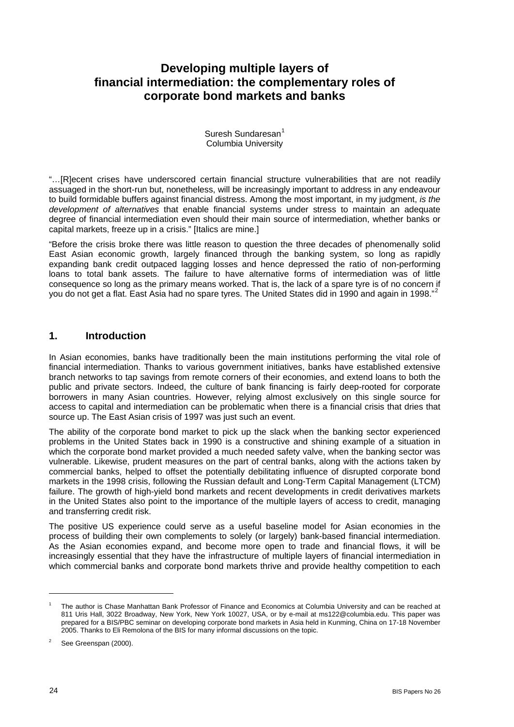# Developing multiple layers of financial intermediation: the complementary roles of corporate bond markets and banks

Suresh Sundaresan[1]
Columbia University

"…[R]ecent crises have underscored certain financial structure vulnerabilities that are not readily assuaged in the short-run but, nonetheless, will be increasingly important to address in any endeavour to build formidable buffers against financial distress. Among the most important, in my judgment, *is the development of alternatives* that enable financial systems under stress to maintain an adequate degree of financial intermediation even should their main source of intermediation, whether banks or capital markets, freeze up in a crisis." [Italics are mine.]

"Before the crisis broke there was little reason to question the three decades of phenomenally solid East Asian economic growth, largely financed through the banking system, so long as rapidly expanding bank credit outpaced lagging losses and hence depressed the ratio of non-performing loans to total bank assets. The failure to have alternative forms of intermediation was of little consequence so long as the primary means worked. That is, the lack of a spare tyre is of no concern if you do not get a flat. East Asia had no spare tyres. The United States did in 1990 and again in 1998."[2]

## 1. Introduction

In Asian economies, banks have traditionally been the main institutions performing the vital role of financial intermediation. Thanks to various government initiatives, banks have established extensive branch networks to tap savings from remote corners of their economies, and extend loans to both the public and private sectors. Indeed, the culture of bank financing is fairly deep-rooted for corporate borrowers in many Asian countries. However, relying almost exclusively on this single source for access to capital and intermediation can be problematic when there is a financial crisis that dries that source up. The East Asian crisis of 1997 was just such an event.

The ability of the corporate bond market to pick up the slack when the banking sector experienced problems in the United States back in 1990 is a constructive and shining example of a situation in which the corporate bond market provided a much needed safety valve, when the banking sector was vulnerable. Likewise, prudent measures on the part of central banks, along with the actions taken by commercial banks, helped to offset the potentially debilitating influence of disrupted corporate bond markets in the 1998 crisis, following the Russian default and Long-Term Capital Management (LTCM) failure. The growth of high-yield bond markets and recent developments in credit derivatives markets in the United States also point to the importance of the multiple layers of access to credit, managing and transferring credit risk.

The positive US experience could serve as a useful baseline model for Asian economies in the process of building their own complements to solely (or largely) bank-based financial intermediation. As the Asian economies expand, and become more open to trade and financial flows, it will be increasingly essential that they have the infrastructure of multiple layers of financial intermediation in which commercial banks and corporate bond markets thrive and provide healthy competition to each

---

[1] The author is Chase Manhattan Bank Professor of Finance and Economics at Columbia University and can be reached at 811 Uris Hall, 3022 Broadway, New York, New York 10027, USA, or by e-mail at ms122@columbia.edu. This paper was prepared for a BIS/PBC seminar on developing corporate bond markets in Asia held in Kunming, China on 17-18 November 2005. Thanks to Eli Remolona of the BIS for many informal discussions on the topic.

[2] See Greenspan (2000).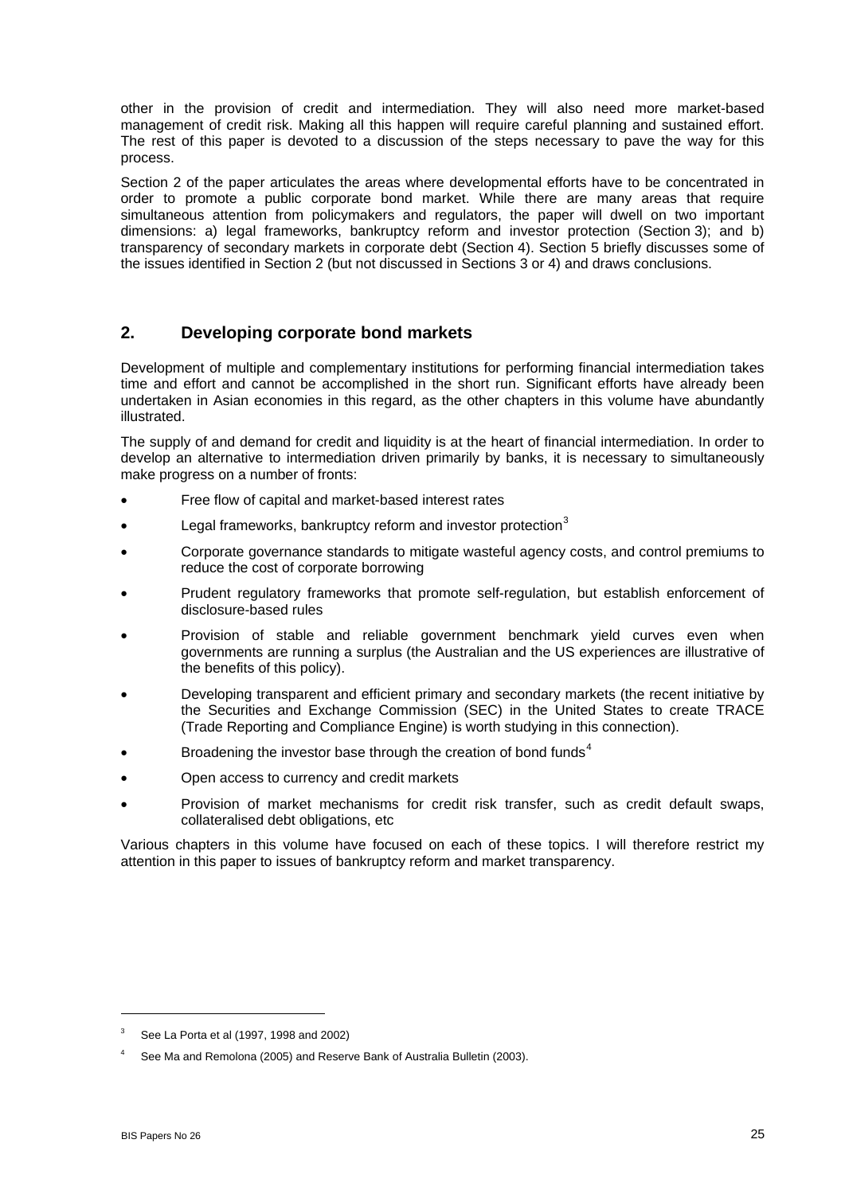other in the provision of credit and intermediation. They will also need more market-based management of credit risk. Making all this happen will require careful planning and sustained effort. The rest of this paper is devoted to a discussion of the steps necessary to pave the way for this process.

Section 2 of the paper articulates the areas where developmental efforts have to be concentrated in order to promote a public corporate bond market. While there are many areas that require simultaneous attention from policymakers and regulators, the paper will dwell on two important dimensions: a) legal frameworks, bankruptcy reform and investor protection (Section 3); and b) transparency of secondary markets in corporate debt (Section 4). Section 5 briefly discusses some of the issues identified in Section 2 (but not discussed in Sections 3 or 4) and draws conclusions.

## 2. Developing corporate bond markets

Development of multiple and complementary institutions for performing financial intermediation takes time and effort and cannot be accomplished in the short run. Significant efforts have already been undertaken in Asian economies in this regard, as the other chapters in this volume have abundantly illustrated.

The supply of and demand for credit and liquidity is at the heart of financial intermediation. In order to develop an alternative to intermediation driven primarily by banks, it is necessary to simultaneously make progress on a number of fronts:

- Free flow of capital and market-based interest rates
- Legal frameworks, bankruptcy reform and investor protection[3]
- Corporate governance standards to mitigate wasteful agency costs, and control premiums to reduce the cost of corporate borrowing
- Prudent regulatory frameworks that promote self-regulation, but establish enforcement of disclosure-based rules
- Provision of stable and reliable government benchmark yield curves even when governments are running a surplus (the Australian and the US experiences are illustrative of the benefits of this policy).
- Developing transparent and efficient primary and secondary markets (the recent initiative by the Securities and Exchange Commission (SEC) in the United States to create TRACE (Trade Reporting and Compliance Engine) is worth studying in this connection).
- Broadening the investor base through the creation of bond funds[4]
- Open access to currency and credit markets
- Provision of market mechanisms for credit risk transfer, such as credit default swaps, collateralised debt obligations, etc

Various chapters in this volume have focused on each of these topics. I will therefore restrict my attention in this paper to issues of bankruptcy reform and market transparency.

---

[3] See La Porta et al (1997, 1998 and 2002)

[4] See Ma and Remolona (2005) and Reserve Bank of Australia Bulletin (2003).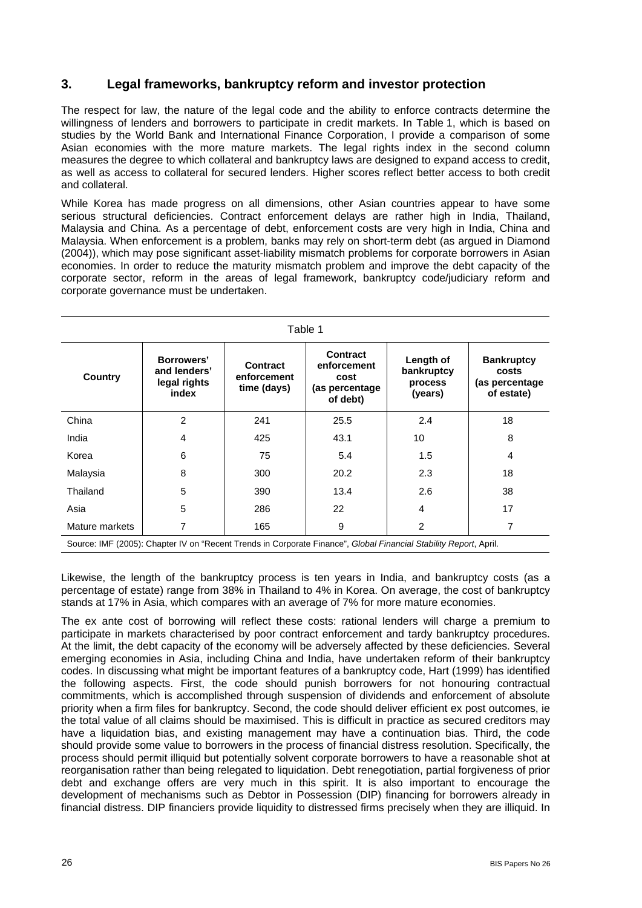## 3. Legal frameworks, bankruptcy reform and investor protection

The respect for law, the nature of the legal code and the ability to enforce contracts determine the willingness of lenders and borrowers to participate in credit markets. In Table 1, which is based on studies by the World Bank and International Finance Corporation, I provide a comparison of some Asian economies with the more mature markets. The legal rights index in the second column measures the degree to which collateral and bankruptcy laws are designed to expand access to credit, as well as access to collateral for secured lenders. Higher scores reflect better access to both credit and collateral.

While Korea has made progress on all dimensions, other Asian countries appear to have some serious structural deficiencies. Contract enforcement delays are rather high in India, Thailand, Malaysia and China. As a percentage of debt, enforcement costs are very high in India, China and Malaysia. When enforcement is a problem, banks may rely on short-term debt (as argued in Diamond (2004)), which may pose significant asset-liability mismatch problems for corporate borrowers in Asian economies. In order to reduce the maturity mismatch problem and improve the debt capacity of the corporate sector, reform in the areas of legal framework, bankruptcy code/judiciary reform and corporate governance must be undertaken.

Table 1

| Country | Borrowers' and lenders' legal rights index | Contract enforcement time (days) | Contract enforcement cost (as percentage of debt) | Length of bankruptcy process (years) | Bankruptcy costs (as percentage of estate) |
|---|---|---|---|---|---|
| China | 2 | 241 | 25.5 | 2.4 | 18 |
| India | 4 | 425 | 43.1 | 10 | 8 |
| Korea | 6 | 75 | 5.4 | 1.5 | 4 |
| Malaysia | 8 | 300 | 20.2 | 2.3 | 18 |
| Thailand | 5 | 390 | 13.4 | 2.6 | 38 |
| Asia | 5 | 286 | 22 | 4 | 17 |
| Mature markets | 7 | 165 | 9 | 2 | 7 |

Source: IMF (2005): Chapter IV on "Recent Trends in Corporate Finance", *Global Financial Stability Report*, April.

Likewise, the length of the bankruptcy process is ten years in India, and bankruptcy costs (as a percentage of estate) range from 38% in Thailand to 4% in Korea. On average, the cost of bankruptcy stands at 17% in Asia, which compares with an average of 7% for more mature economies.

The ex ante cost of borrowing will reflect these costs: rational lenders will charge a premium to participate in markets characterised by poor contract enforcement and tardy bankruptcy procedures. At the limit, the debt capacity of the economy will be adversely affected by these deficiencies. Several emerging economies in Asia, including China and India, have undertaken reform of their bankruptcy codes. In discussing what might be important features of a bankruptcy code, Hart (1999) has identified the following aspects. First, the code should punish borrowers for not honouring contractual commitments, which is accomplished through suspension of dividends and enforcement of absolute priority when a firm files for bankruptcy. Second, the code should deliver efficient ex post outcomes, ie the total value of all claims should be maximised. This is difficult in practice as secured creditors may have a liquidation bias, and existing management may have a continuation bias. Third, the code should provide some value to borrowers in the process of financial distress resolution. Specifically, the process should permit illiquid but potentially solvent corporate borrowers to have a reasonable shot at reorganisation rather than being relegated to liquidation. Debt renegotiation, partial forgiveness of prior debt and exchange offers are very much in this spirit. It is also important to encourage the development of mechanisms such as Debtor in Possession (DIP) financing for borrowers already in financial distress. DIP financiers provide liquidity to distressed firms precisely when they are illiquid. In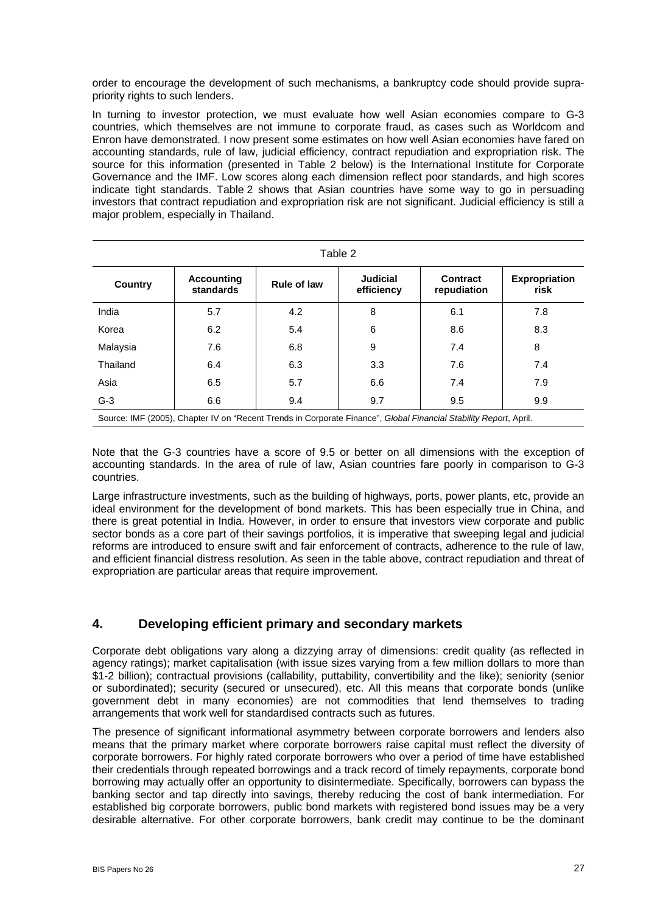order to encourage the development of such mechanisms, a bankruptcy code should provide supra-priority rights to such lenders.

In turning to investor protection, we must evaluate how well Asian economies compare to G-3 countries, which themselves are not immune to corporate fraud, as cases such as Worldcom and Enron have demonstrated. I now present some estimates on how well Asian economies have fared on accounting standards, rule of law, judicial efficiency, contract repudiation and expropriation risk. The source for this information (presented in Table 2 below) is the International Institute for Corporate Governance and the IMF. Low scores along each dimension reflect poor standards, and high scores indicate tight standards. Table 2 shows that Asian countries have some way to go in persuading investors that contract repudiation and expropriation risk are not significant. Judicial efficiency is still a major problem, especially in Thailand.

Table 2

| Country | Accounting standards | Rule of law | Judicial efficiency | Contract repudiation | Expropriation risk |
|---|---|---|---|---|---|
| India | 5.7 | 4.2 | 8 | 6.1 | 7.8 |
| Korea | 6.2 | 5.4 | 6 | 8.6 | 8.3 |
| Malaysia | 7.6 | 6.8 | 9 | 7.4 | 8 |
| Thailand | 6.4 | 6.3 | 3.3 | 7.6 | 7.4 |
| Asia | 6.5 | 5.7 | 6.6 | 7.4 | 7.9 |
| G-3 | 6.6 | 9.4 | 9.7 | 9.5 | 9.9 |

Source: IMF (2005), Chapter IV on "Recent Trends in Corporate Finance", *Global Financial Stability Report*, April.

Note that the G-3 countries have a score of 9.5 or better on all dimensions with the exception of accounting standards. In the area of rule of law, Asian countries fare poorly in comparison to G-3 countries.

Large infrastructure investments, such as the building of highways, ports, power plants, etc, provide an ideal environment for the development of bond markets. This has been especially true in China, and there is great potential in India. However, in order to ensure that investors view corporate and public sector bonds as a core part of their savings portfolios, it is imperative that sweeping legal and judicial reforms are introduced to ensure swift and fair enforcement of contracts, adherence to the rule of law, and efficient financial distress resolution. As seen in the table above, contract repudiation and threat of expropriation are particular areas that require improvement.

## 4. Developing efficient primary and secondary markets

Corporate debt obligations vary along a dizzying array of dimensions: credit quality (as reflected in agency ratings); market capitalisation (with issue sizes varying from a few million dollars to more than $1-2 billion); contractual provisions (callability, puttability, convertibility and the like); seniority (senior or subordinated); security (secured or unsecured), etc. All this means that corporate bonds (unlike government debt in many economies) are not commodities that lend themselves to trading arrangements that work well for standardised contracts such as futures.

The presence of significant informational asymmetry between corporate borrowers and lenders also means that the primary market where corporate borrowers raise capital must reflect the diversity of corporate borrowers. For highly rated corporate borrowers who over a period of time have established their credentials through repeated borrowings and a track record of timely repayments, corporate bond borrowing may actually offer an opportunity to disintermediate. Specifically, borrowers can bypass the banking sector and tap directly into savings, thereby reducing the cost of bank intermediation. For established big corporate borrowers, public bond markets with registered bond issues may be a very desirable alternative. For other corporate borrowers, bank credit may continue to be the dominant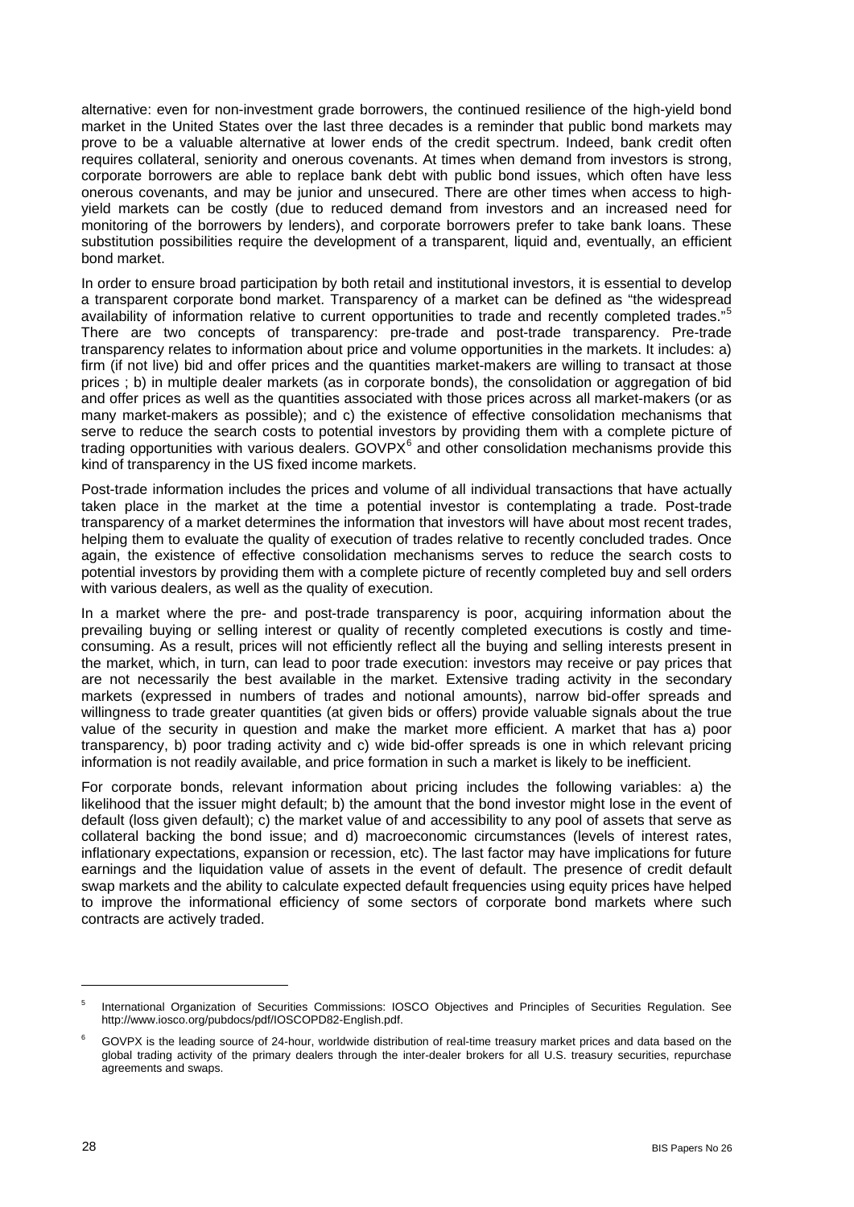alternative: even for non-investment grade borrowers, the continued resilience of the high-yield bond market in the United States over the last three decades is a reminder that public bond markets may prove to be a valuable alternative at lower ends of the credit spectrum. Indeed, bank credit often requires collateral, seniority and onerous covenants. At times when demand from investors is strong, corporate borrowers are able to replace bank debt with public bond issues, which often have less onerous covenants, and may be junior and unsecured. There are other times when access to high-yield markets can be costly (due to reduced demand from investors and an increased need for monitoring of the borrowers by lenders), and corporate borrowers prefer to take bank loans. These substitution possibilities require the development of a transparent, liquid and, eventually, an efficient bond market.

In order to ensure broad participation by both retail and institutional investors, it is essential to develop a transparent corporate bond market. Transparency of a market can be defined as "the widespread availability of information relative to current opportunities to trade and recently completed trades."[5] There are two concepts of transparency: pre-trade and post-trade transparency. Pre-trade transparency relates to information about price and volume opportunities in the markets. It includes: a) firm (if not live) bid and offer prices and the quantities market-makers are willing to transact at those prices ; b) in multiple dealer markets (as in corporate bonds), the consolidation or aggregation of bid and offer prices as well as the quantities associated with those prices across all market-makers (or as many market-makers as possible); and c) the existence of effective consolidation mechanisms that serve to reduce the search costs to potential investors by providing them with a complete picture of trading opportunities with various dealers. GOVPX[6] and other consolidation mechanisms provide this kind of transparency in the US fixed income markets.

Post-trade information includes the prices and volume of all individual transactions that have actually taken place in the market at the time a potential investor is contemplating a trade. Post-trade transparency of a market determines the information that investors will have about most recent trades, helping them to evaluate the quality of execution of trades relative to recently concluded trades. Once again, the existence of effective consolidation mechanisms serves to reduce the search costs to potential investors by providing them with a complete picture of recently completed buy and sell orders with various dealers, as well as the quality of execution.

In a market where the pre- and post-trade transparency is poor, acquiring information about the prevailing buying or selling interest or quality of recently completed executions is costly and time-consuming. As a result, prices will not efficiently reflect all the buying and selling interests present in the market, which, in turn, can lead to poor trade execution: investors may receive or pay prices that are not necessarily the best available in the market. Extensive trading activity in the secondary markets (expressed in numbers of trades and notional amounts), narrow bid-offer spreads and willingness to trade greater quantities (at given bids or offers) provide valuable signals about the true value of the security in question and make the market more efficient. A market that has a) poor transparency, b) poor trading activity and c) wide bid-offer spreads is one in which relevant pricing information is not readily available, and price formation in such a market is likely to be inefficient.

For corporate bonds, relevant information about pricing includes the following variables: a) the likelihood that the issuer might default; b) the amount that the bond investor might lose in the event of default (loss given default); c) the market value of and accessibility to any pool of assets that serve as collateral backing the bond issue; and d) macroeconomic circumstances (levels of interest rates, inflationary expectations, expansion or recession, etc). The last factor may have implications for future earnings and the liquidation value of assets in the event of default. The presence of credit default swap markets and the ability to calculate expected default frequencies using equity prices have helped to improve the informational efficiency of some sectors of corporate bond markets where such contracts are actively traded.

---

[5] International Organization of Securities Commissions: IOSCO Objectives and Principles of Securities Regulation. See http://www.iosco.org/pubdocs/pdf/IOSCOPD82-English.pdf.

[6] GOVPX is the leading source of 24-hour, worldwide distribution of real-time treasury market prices and data based on the global trading activity of the primary dealers through the inter-dealer brokers for all U.S. treasury securities, repurchase agreements and swaps.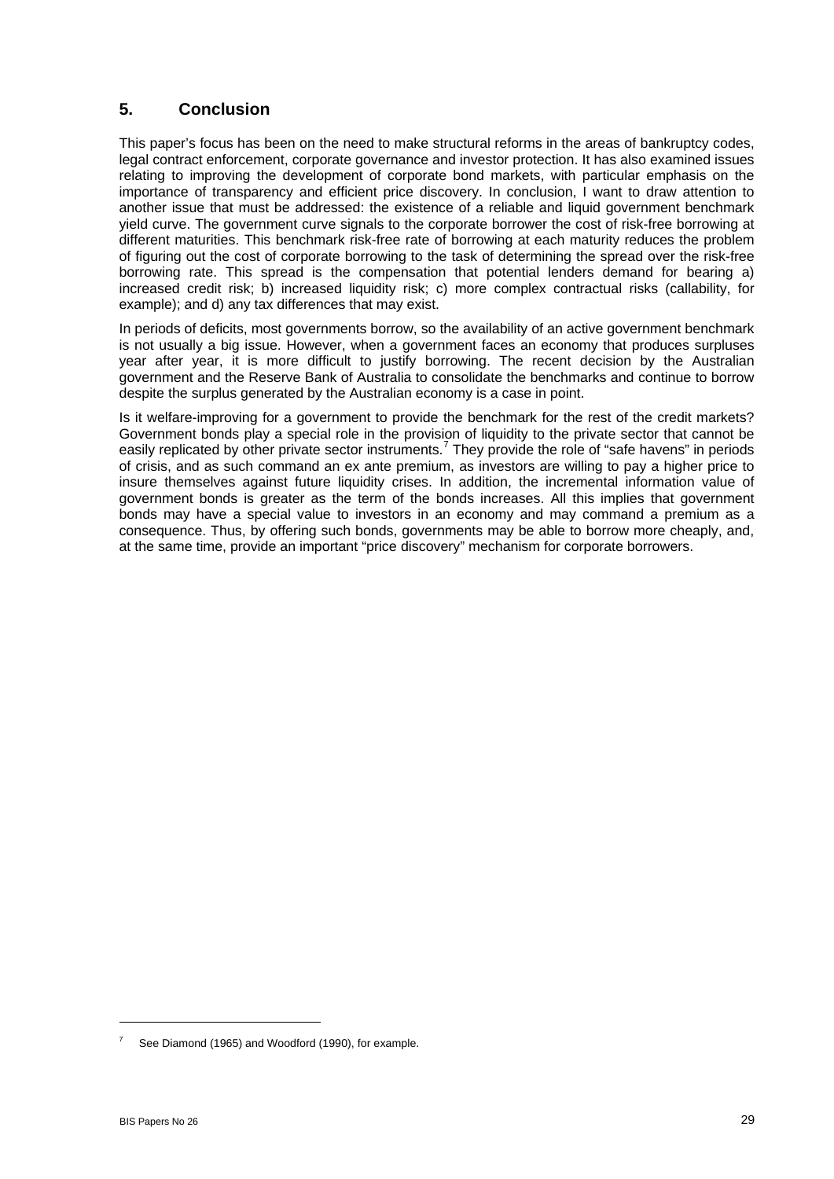## 5. Conclusion

This paper's focus has been on the need to make structural reforms in the areas of bankruptcy codes, legal contract enforcement, corporate governance and investor protection. It has also examined issues relating to improving the development of corporate bond markets, with particular emphasis on the importance of transparency and efficient price discovery. In conclusion, I want to draw attention to another issue that must be addressed: the existence of a reliable and liquid government benchmark yield curve. The government curve signals to the corporate borrower the cost of risk-free borrowing at different maturities. This benchmark risk-free rate of borrowing at each maturity reduces the problem of figuring out the cost of corporate borrowing to the task of determining the spread over the risk-free borrowing rate. This spread is the compensation that potential lenders demand for bearing a) increased credit risk; b) increased liquidity risk; c) more complex contractual risks (callability, for example); and d) any tax differences that may exist.

In periods of deficits, most governments borrow, so the availability of an active government benchmark is not usually a big issue. However, when a government faces an economy that produces surpluses year after year, it is more difficult to justify borrowing. The recent decision by the Australian government and the Reserve Bank of Australia to consolidate the benchmarks and continue to borrow despite the surplus generated by the Australian economy is a case in point.

Is it welfare-improving for a government to provide the benchmark for the rest of the credit markets? Government bonds play a special role in the provision of liquidity to the private sector that cannot be easily replicated by other private sector instruments.[7] They provide the role of "safe havens" in periods of crisis, and as such command an ex ante premium, as investors are willing to pay a higher price to insure themselves against future liquidity crises. In addition, the incremental information value of government bonds is greater as the term of the bonds increases. All this implies that government bonds may have a special value to investors in an economy and may command a premium as a consequence. Thus, by offering such bonds, governments may be able to borrow more cheaply, and, at the same time, provide an important "price discovery" mechanism for corporate borrowers.

---

[7] See Diamond (1965) and Woodford (1990), for example.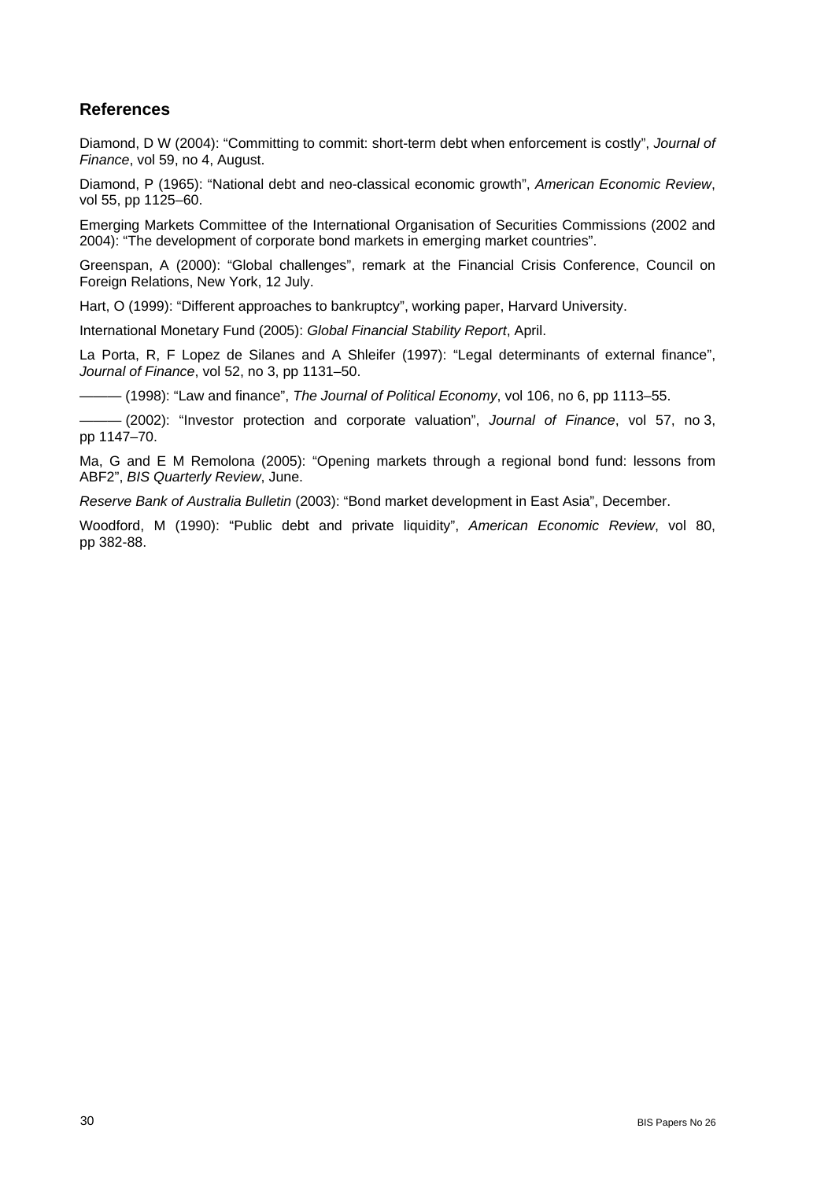## References

Diamond, D W (2004): "Committing to commit: short-term debt when enforcement is costly", *Journal of Finance*, vol 59, no 4, August.

Diamond, P (1965): "National debt and neo-classical economic growth", *American Economic Review*, vol 55, pp 1125–60.

Emerging Markets Committee of the International Organisation of Securities Commissions (2002 and 2004): "The development of corporate bond markets in emerging market countries".

Greenspan, A (2000): "Global challenges", remark at the Financial Crisis Conference, Council on Foreign Relations, New York, 12 July.

Hart, O (1999): "Different approaches to bankruptcy", working paper, Harvard University.

International Monetary Fund (2005): *Global Financial Stability Report*, April.

La Porta, R, F Lopez de Silanes and A Shleifer (1997): "Legal determinants of external finance", *Journal of Finance*, vol 52, no 3, pp 1131–50.

——— (1998): "Law and finance", *The Journal of Political Economy*, vol 106, no 6, pp 1113–55.

——— (2002): "Investor protection and corporate valuation", *Journal of Finance*, vol 57, no 3, pp 1147–70.

Ma, G and E M Remolona (2005): "Opening markets through a regional bond fund: lessons from ABF2", *BIS Quarterly Review*, June.

*Reserve Bank of Australia Bulletin* (2003): "Bond market development in East Asia", December.

Woodford, M (1990): "Public debt and private liquidity", *American Economic Review*, vol 80, pp 382-88.